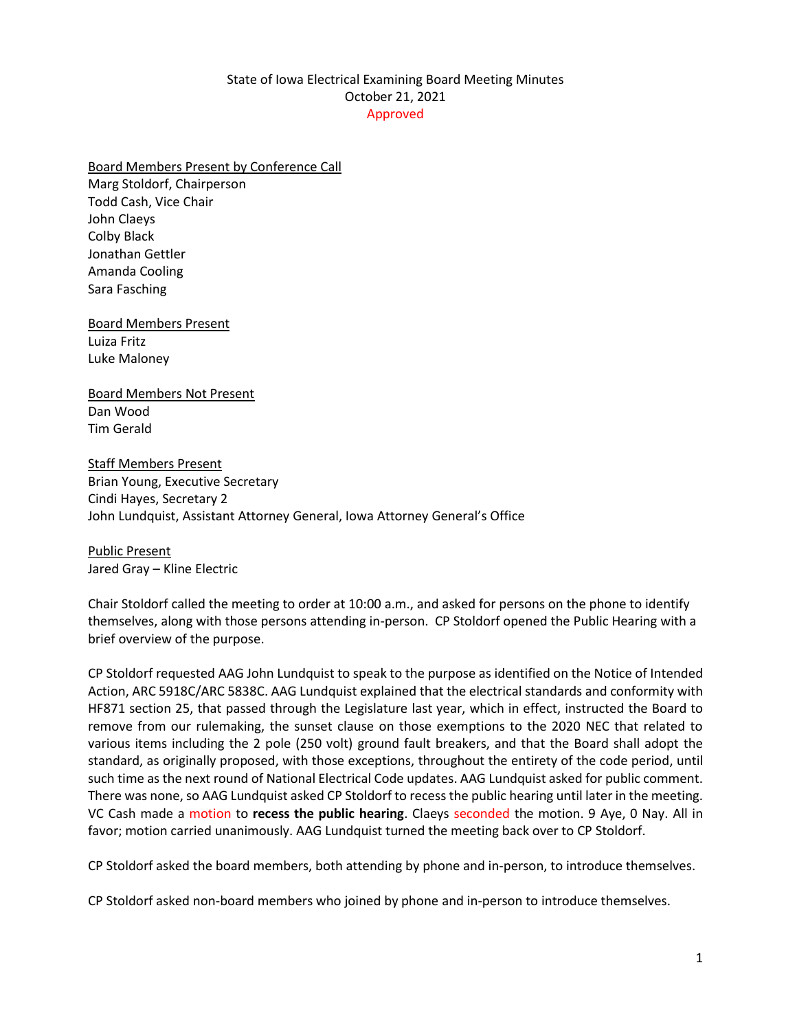State of Iowa Electrical Examining Board Meeting Minutes
October 21, 2021
Approved

Board Members Present by Conference Call
Marg Stoldorf, Chairperson
Todd Cash, Vice Chair
John Claeys
Colby Black
Jonathan Gettler
Amanda Cooling
Sara Fasching

Board Members Present
Luiza Fritz
Luke Maloney

Board Members Not Present
Dan Wood
Tim Gerald

Staff Members Present
Brian Young, Executive Secretary
Cindi Hayes, Secretary 2
John Lundquist, Assistant Attorney General, Iowa Attorney General's Office

Public Present
Jared Gray – Kline Electric

Chair Stoldorf called the meeting to order at 10:00 a.m., and asked for persons on the phone to identify themselves, along with those persons attending in-person. CP Stoldorf opened the Public Hearing with a brief overview of the purpose.

CP Stoldorf requested AAG John Lundquist to speak to the purpose as identified on the Notice of Intended Action, ARC 5918C/ARC 5838C. AAG Lundquist explained that the electrical standards and conformity with HF871 section 25, that passed through the Legislature last year, which in effect, instructed the Board to remove from our rulemaking, the sunset clause on those exemptions to the 2020 NEC that related to various items including the 2 pole (250 volt) ground fault breakers, and that the Board shall adopt the standard, as originally proposed, with those exceptions, throughout the entirety of the code period, until such time as the next round of National Electrical Code updates. AAG Lundquist asked for public comment. There was none, so AAG Lundquist asked CP Stoldorf to recess the public hearing until later in the meeting. VC Cash made a motion to **recess the public hearing**. Claeys seconded the motion. 9 Aye, 0 Nay. All in favor; motion carried unanimously. AAG Lundquist turned the meeting back over to CP Stoldorf.

CP Stoldorf asked the board members, both attending by phone and in-person, to introduce themselves.

CP Stoldorf asked non-board members who joined by phone and in-person to introduce themselves.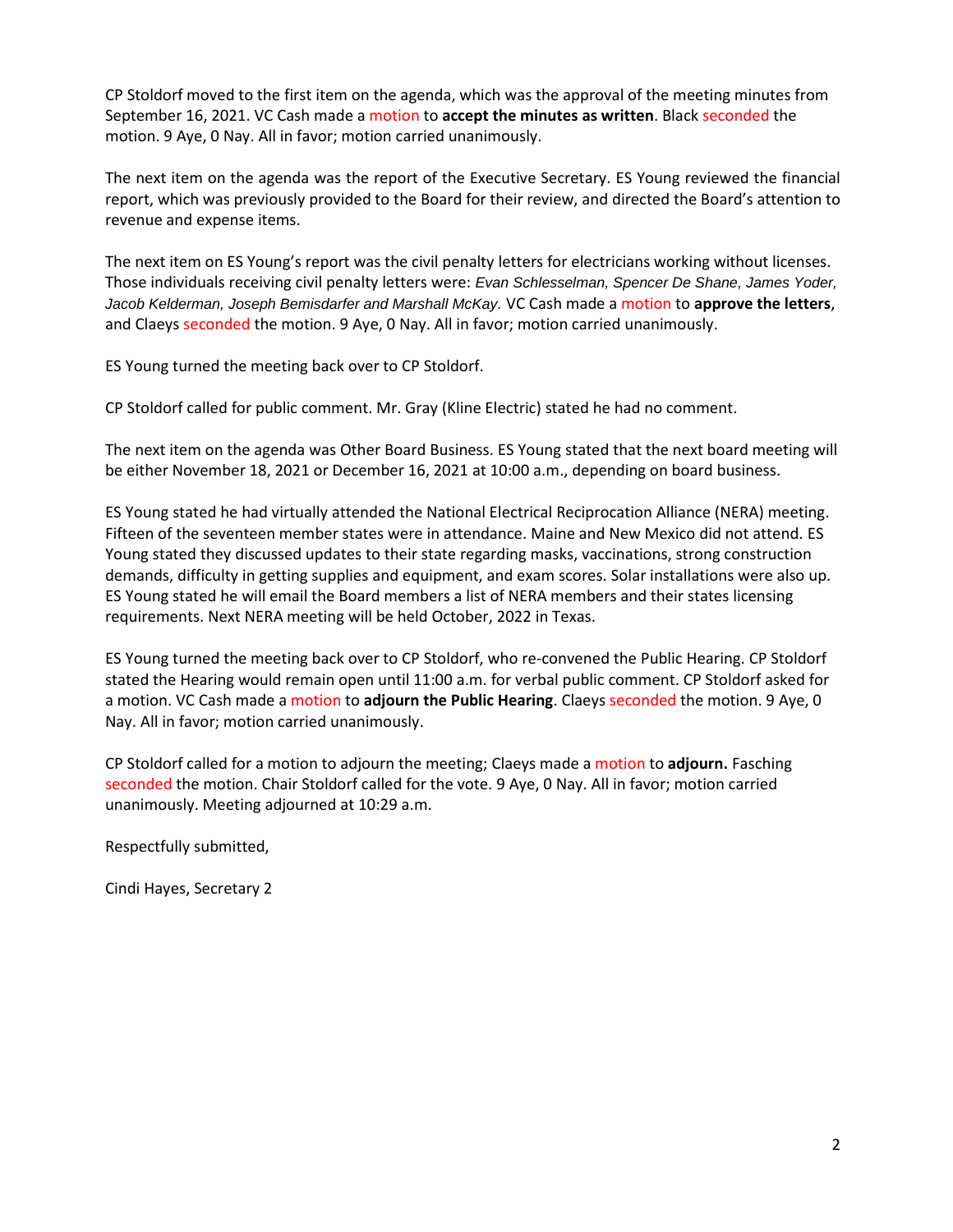CP Stoldorf moved to the first item on the agenda, which was the approval of the meeting minutes from September 16, 2021. VC Cash made a motion to **accept the minutes as written**. Black seconded the motion. 9 Aye, 0 Nay. All in favor; motion carried unanimously.

The next item on the agenda was the report of the Executive Secretary. ES Young reviewed the financial report, which was previously provided to the Board for their review, and directed the Board's attention to revenue and expense items.

The next item on ES Young's report was the civil penalty letters for electricians working without licenses. Those individuals receiving civil penalty letters were: *Evan Schlesselman, Spencer De Shane, James Yoder, Jacob Kelderman, Joseph Bemisdarfer and Marshall McKay.* VC Cash made a motion to **approve the letters**, and Claeys seconded the motion. 9 Aye, 0 Nay. All in favor; motion carried unanimously.

ES Young turned the meeting back over to CP Stoldorf.

CP Stoldorf called for public comment. Mr. Gray (Kline Electric) stated he had no comment.

The next item on the agenda was Other Board Business. ES Young stated that the next board meeting will be either November 18, 2021 or December 16, 2021 at 10:00 a.m., depending on board business.

ES Young stated he had virtually attended the National Electrical Reciprocation Alliance (NERA) meeting. Fifteen of the seventeen member states were in attendance. Maine and New Mexico did not attend. ES Young stated they discussed updates to their state regarding masks, vaccinations, strong construction demands, difficulty in getting supplies and equipment, and exam scores. Solar installations were also up. ES Young stated he will email the Board members a list of NERA members and their states licensing requirements. Next NERA meeting will be held October, 2022 in Texas.

ES Young turned the meeting back over to CP Stoldorf, who re-convened the Public Hearing. CP Stoldorf stated the Hearing would remain open until 11:00 a.m. for verbal public comment. CP Stoldorf asked for a motion. VC Cash made a motion to **adjourn the Public Hearing**. Claeys seconded the motion. 9 Aye, 0 Nay. All in favor; motion carried unanimously.

CP Stoldorf called for a motion to adjourn the meeting; Claeys made a motion to **adjourn.** Fasching seconded the motion. Chair Stoldorf called for the vote. 9 Aye, 0 Nay. All in favor; motion carried unanimously. Meeting adjourned at 10:29 a.m.

Respectfully submitted,

Cindi Hayes, Secretary 2